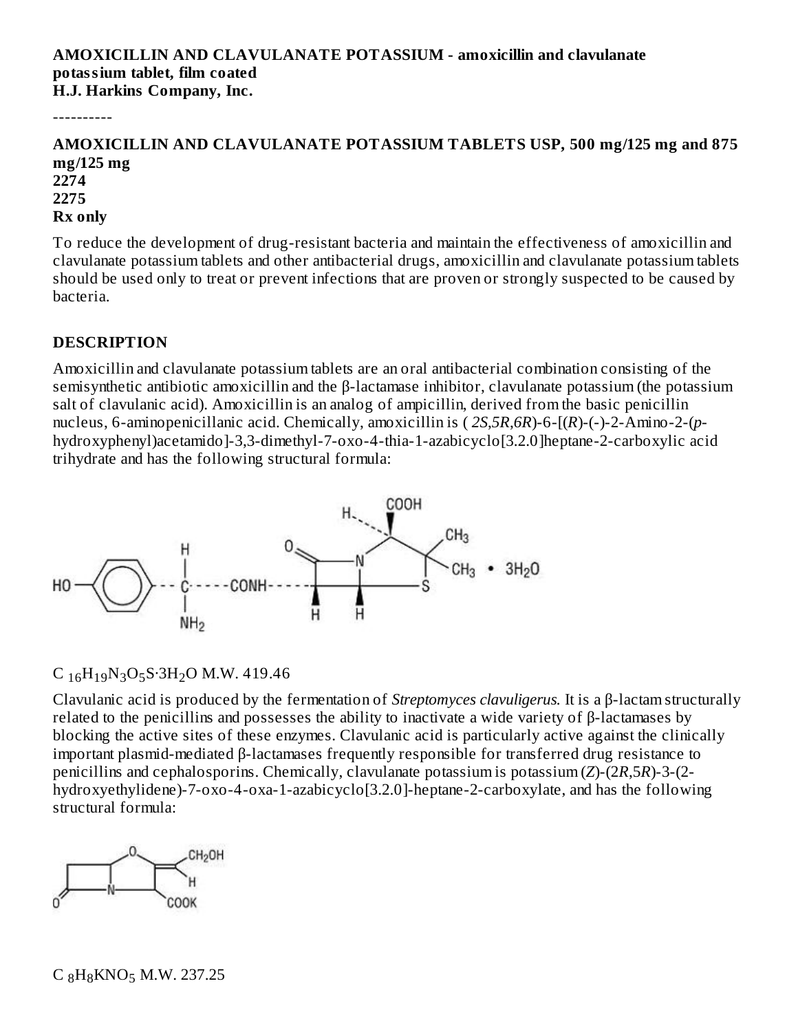**AMOXICILLIN AND CLAVULANATE POTASSIUM - amoxicillin and clavulanate potassium tablet, film coated**
**H.J. Harkins Company, Inc.**

----------

**AMOXICILLIN AND CLAVULANATE POTASSIUM TABLETS USP, 500 mg/125 mg and 875 mg/125 mg**
**2274**
**2275**
**Rx only**

To reduce the development of drug-resistant bacteria and maintain the effectiveness of amoxicillin and clavulanate potassium tablets and other antibacterial drugs, amoxicillin and clavulanate potassium tablets should be used only to treat or prevent infections that are proven or strongly suspected to be caused by bacteria.

## DESCRIPTION

Amoxicillin and clavulanate potassium tablets are an oral antibacterial combination consisting of the semisynthetic antibiotic amoxicillin and the β-lactamase inhibitor, clavulanate potassium (the potassium salt of clavulanic acid). Amoxicillin is an analog of ampicillin, derived from the basic penicillin nucleus, 6-aminopenicillanic acid. Chemically, amoxicillin is ( *2S,5R,6R*)-6-[(*R*)-(-)-2-Amino-2-(*p*-hydroxyphenyl)acetamido]-3,3-dimethyl-7-oxo-4-thia-1-azabicyclo[3.2.0]heptane-2-carboxylic acid trihydrate and has the following structural formula:

$C_{16}H_{19}N_3O_5S \cdot 3H_2O$ M.W. 419.46

Clavulanic acid is produced by the fermentation of *Streptomyces clavuligerus.* It is a β-lactam structurally related to the penicillins and possesses the ability to inactivate a wide variety of β-lactamases by blocking the active sites of these enzymes. Clavulanic acid is particularly active against the clinically important plasmid-mediated β-lactamases frequently responsible for transferred drug resistance to penicillins and cephalosporins. Chemically, clavulanate potassium is potassium (*Z*)-(2*R*,5*R*)-3-(2-hydroxyethylidene)-7-oxo-4-oxa-1-azabicyclo[3.2.0]-heptane-2-carboxylate, and has the following structural formula:

$C_8H_8KNO_5$ M.W. 237.25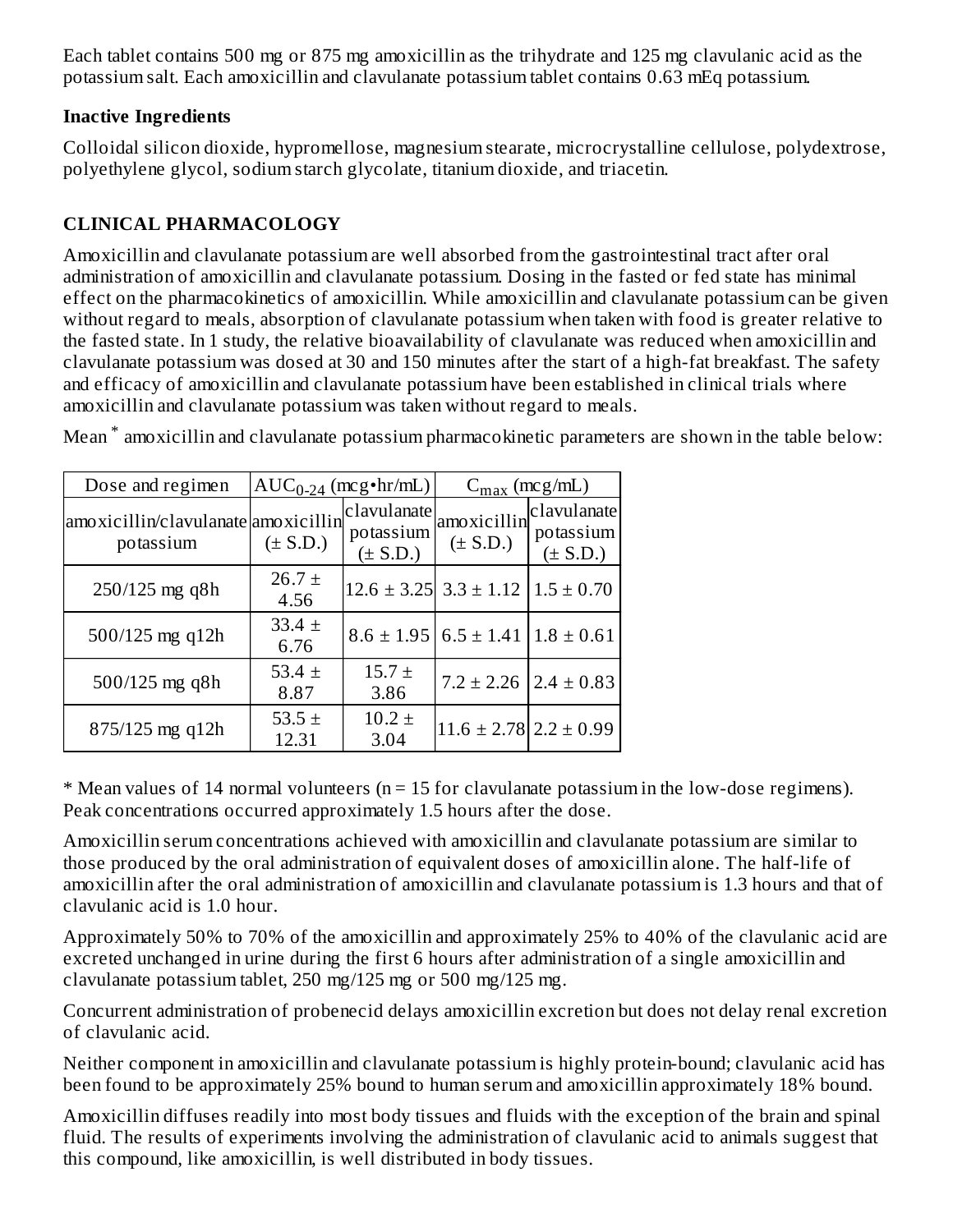Each tablet contains 500 mg or 875 mg amoxicillin as the trihydrate and 125 mg clavulanic acid as the potassium salt. Each amoxicillin and clavulanate potassium tablet contains 0.63 mEq potassium.

**Inactive Ingredients**

Colloidal silicon dioxide, hypromellose, magnesium stearate, microcrystalline cellulose, polydextrose, polyethylene glycol, sodium starch glycolate, titanium dioxide, and triacetin.

## CLINICAL PHARMACOLOGY

Amoxicillin and clavulanate potassium are well absorbed from the gastrointestinal tract after oral administration of amoxicillin and clavulanate potassium. Dosing in the fasted or fed state has minimal effect on the pharmacokinetics of amoxicillin. While amoxicillin and clavulanate potassium can be given without regard to meals, absorption of clavulanate potassium when taken with food is greater relative to the fasted state. In 1 study, the relative bioavailability of clavulanate was reduced when amoxicillin and clavulanate potassium was dosed at 30 and 150 minutes after the start of a high-fat breakfast. The safety and efficacy of amoxicillin and clavulanate potassium have been established in clinical trials where amoxicillin and clavulanate potassium was taken without regard to meals.

Mean * amoxicillin and clavulanate potassium pharmacokinetic parameters are shown in the table below:

| Dose and regimen | $AUC_{0-24}$ (mcg•hr/mL) | | $C_{max}$ (mcg/mL) | |
|---|---|---|---|---|
| amoxicillin/clavulanate potassium | amoxicillin (± S.D.) | clavulanate potassium (± S.D.) | amoxicillin (± S.D.) | clavulanate potassium (± S.D.) |
| 250/125 mg q8h | 26.7 ± 4.56 | 12.6 ± 3.25 | 3.3 ± 1.12 | 1.5 ± 0.70 |
| 500/125 mg q12h | 33.4 ± 6.76 | 8.6 ± 1.95 | 6.5 ± 1.41 | 1.8 ± 0.61 |
| 500/125 mg q8h | 53.4 ± 8.87 | 15.7 ± 3.86 | 7.2 ± 2.26 | 2.4 ± 0.83 |
| 875/125 mg q12h | 53.5 ± 12.31 | 10.2 ± 3.04 | 11.6 ± 2.78 | 2.2 ± 0.99 |

* Mean values of 14 normal volunteers (n = 15 for clavulanate potassium in the low-dose regimens). Peak concentrations occurred approximately 1.5 hours after the dose.

Amoxicillin serum concentrations achieved with amoxicillin and clavulanate potassium are similar to those produced by the oral administration of equivalent doses of amoxicillin alone. The half-life of amoxicillin after the oral administration of amoxicillin and clavulanate potassium is 1.3 hours and that of clavulanic acid is 1.0 hour.

Approximately 50% to 70% of the amoxicillin and approximately 25% to 40% of the clavulanic acid are excreted unchanged in urine during the first 6 hours after administration of a single amoxicillin and clavulanate potassium tablet, 250 mg/125 mg or 500 mg/125 mg.

Concurrent administration of probenecid delays amoxicillin excretion but does not delay renal excretion of clavulanic acid.

Neither component in amoxicillin and clavulanate potassium is highly protein-bound; clavulanic acid has been found to be approximately 25% bound to human serum and amoxicillin approximately 18% bound.

Amoxicillin diffuses readily into most body tissues and fluids with the exception of the brain and spinal fluid. The results of experiments involving the administration of clavulanic acid to animals suggest that this compound, like amoxicillin, is well distributed in body tissues.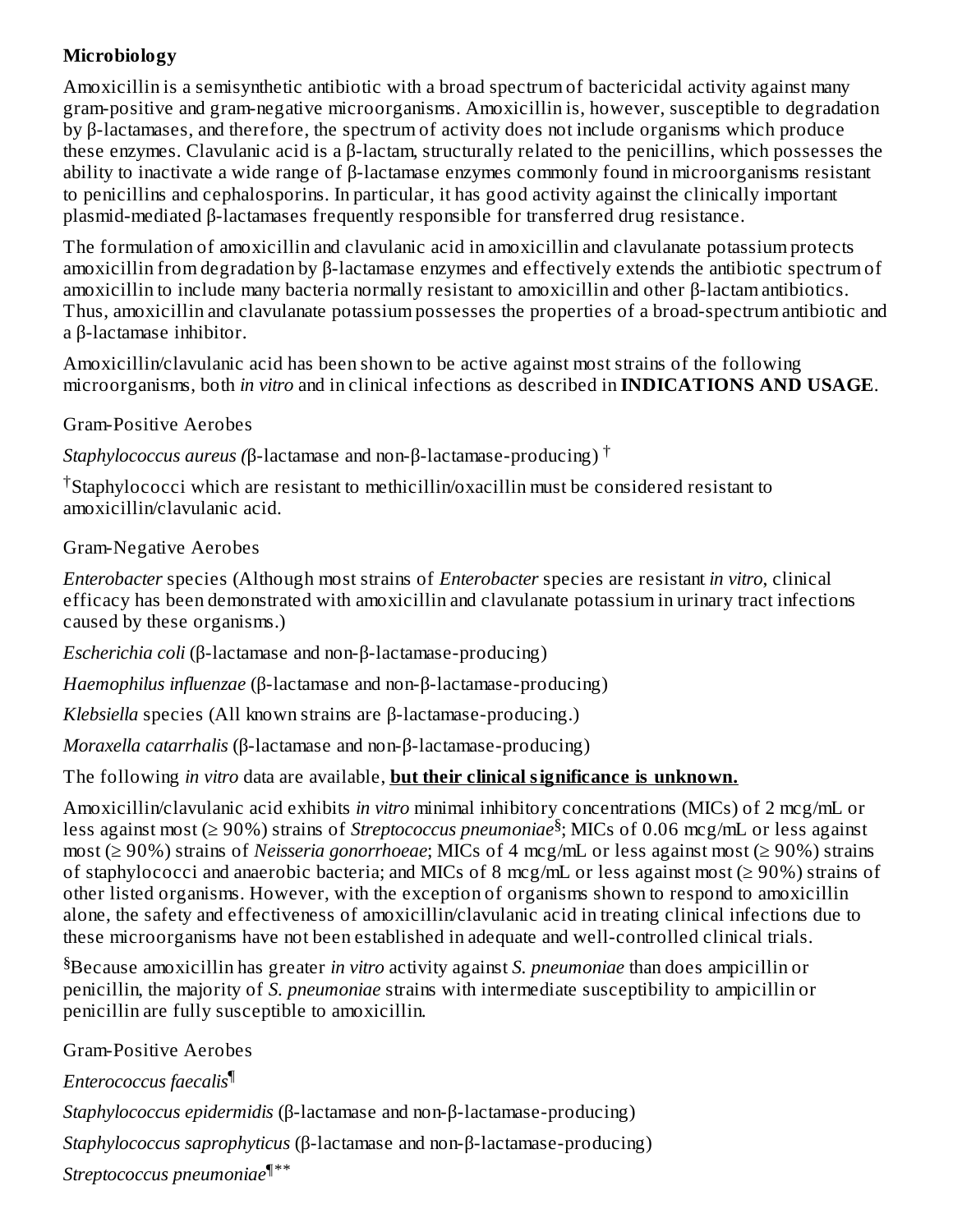**Microbiology**

Amoxicillin is a semisynthetic antibiotic with a broad spectrum of bactericidal activity against many gram-positive and gram-negative microorganisms. Amoxicillin is, however, susceptible to degradation by β-lactamases, and therefore, the spectrum of activity does not include organisms which produce these enzymes. Clavulanic acid is a β-lactam, structurally related to the penicillins, which possesses the ability to inactivate a wide range of β-lactamase enzymes commonly found in microorganisms resistant to penicillins and cephalosporins. In particular, it has good activity against the clinically important plasmid-mediated β-lactamases frequently responsible for transferred drug resistance.

The formulation of amoxicillin and clavulanic acid in amoxicillin and clavulanate potassium protects amoxicillin from degradation by β-lactamase enzymes and effectively extends the antibiotic spectrum of amoxicillin to include many bacteria normally resistant to amoxicillin and other β-lactam antibiotics. Thus, amoxicillin and clavulanate potassium possesses the properties of a broad-spectrum antibiotic and a β-lactamase inhibitor.

Amoxicillin/clavulanic acid has been shown to be active against most strains of the following microorganisms, both *in vitro* and in clinical infections as described in **INDICATIONS AND USAGE**.

Gram-Positive Aerobes

*Staphylococcus aureus (*β-lactamase and non-β-lactamase-producing) [†]

[†]Staphylococci which are resistant to methicillin/oxacillin must be considered resistant to amoxicillin/clavulanic acid.

Gram-Negative Aerobes

*Enterobacter* species (Although most strains of *Enterobacter* species are resistant *in vitro*, clinical efficacy has been demonstrated with amoxicillin and clavulanate potassium in urinary tract infections caused by these organisms.)

*Escherichia coli* (β-lactamase and non-β-lactamase-producing)

*Haemophilus influenzae* (β-lactamase and non-β-lactamase-producing)

*Klebsiella* species (All known strains are β-lactamase-producing.)

*Moraxella catarrhalis* (β-lactamase and non-β-lactamase-producing)

The following *in vitro* data are available, **but their clinical significance is unknown.**

Amoxicillin/clavulanic acid exhibits *in vitro* minimal inhibitory concentrations (MICs) of 2 mcg/mL or less against most (≥ 90%) strains of *Streptococcus pneumoniae*[§]; MICs of 0.06 mcg/mL or less against most (≥ 90%) strains of *Neisseria gonorrhoeae*; MICs of 4 mcg/mL or less against most (≥ 90%) strains of staphylococci and anaerobic bacteria; and MICs of 8 mcg/mL or less against most (≥ 90%) strains of other listed organisms. However, with the exception of organisms shown to respond to amoxicillin alone, the safety and effectiveness of amoxicillin/clavulanic acid in treating clinical infections due to these microorganisms have not been established in adequate and well-controlled clinical trials.

[§]Because amoxicillin has greater *in vitro* activity against *S. pneumoniae* than does ampicillin or penicillin, the majority of *S. pneumoniae* strains with intermediate susceptibility to ampicillin or penicillin are fully susceptible to amoxicillin.

Gram-Positive Aerobes

*Enterococcus faecalis*[¶]

*Staphylococcus epidermidis* (β-lactamase and non-β-lactamase-producing)

*Staphylococcus saprophyticus* (β-lactamase and non-β-lactamase-producing)

*Streptococcus pneumoniae*[¶**]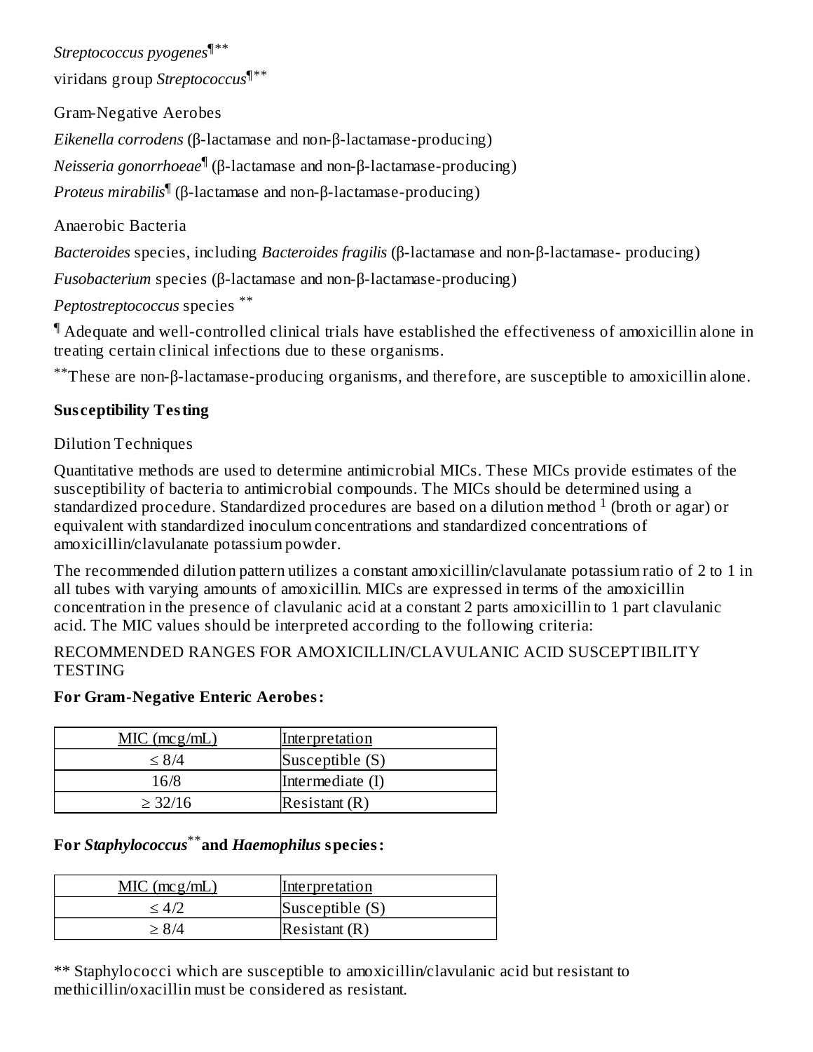*Streptococcus pyogenes*¶**

viridans group *Streptococcus*¶**

Gram-Negative Aerobes

*Eikenella corrodens* (β-lactamase and non-β-lactamase-producing)

*Neisseria gonorrhoeae*¶ (β-lactamase and non-β-lactamase-producing)

*Proteus mirabilis*¶ (β-lactamase and non-β-lactamase-producing)

Anaerobic Bacteria

*Bacteroides* species, including *Bacteroides fragilis* (β-lactamase and non-β-lactamase- producing)

*Fusobacterium* species (β-lactamase and non-β-lactamase-producing)

*Peptostreptococcus* species **

¶ Adequate and well-controlled clinical trials have established the effectiveness of amoxicillin alone in treating certain clinical infections due to these organisms.

**These are non-β-lactamase-producing organisms, and therefore, are susceptible to amoxicillin alone.

**Susceptibility Testing**

Dilution Techniques

Quantitative methods are used to determine antimicrobial MICs. These MICs provide estimates of the susceptibility of bacteria to antimicrobial compounds. The MICs should be determined using a standardized procedure. Standardized procedures are based on a dilution method [1] (broth or agar) or equivalent with standardized inoculum concentrations and standardized concentrations of amoxicillin/clavulanate potassium powder.

The recommended dilution pattern utilizes a constant amoxicillin/clavulanate potassium ratio of 2 to 1 in all tubes with varying amounts of amoxicillin. MICs are expressed in terms of the amoxicillin concentration in the presence of clavulanic acid at a constant 2 parts amoxicillin to 1 part clavulanic acid. The MIC values should be interpreted according to the following criteria:

RECOMMENDED RANGES FOR AMOXICILLIN/CLAVULANIC ACID SUSCEPTIBILITY TESTING

**For Gram-Negative Enteric Aerobes:**

| MIC (mcg/mL) | Interpretation |
|---|---|
| ≤ 8/4 | Susceptible (S) |
| 16/8 | Intermediate (I) |
| ≥ 32/16 | Resistant (R) |

**For *Staphylococcus*** and *Haemophilus* species:**

| MIC (mcg/mL) | Interpretation |
|---|---|
| ≤ 4/2 | Susceptible (S) |
| ≥ 8/4 | Resistant (R) |

** Staphylococci which are susceptible to amoxicillin/clavulanic acid but resistant to methicillin/oxacillin must be considered as resistant.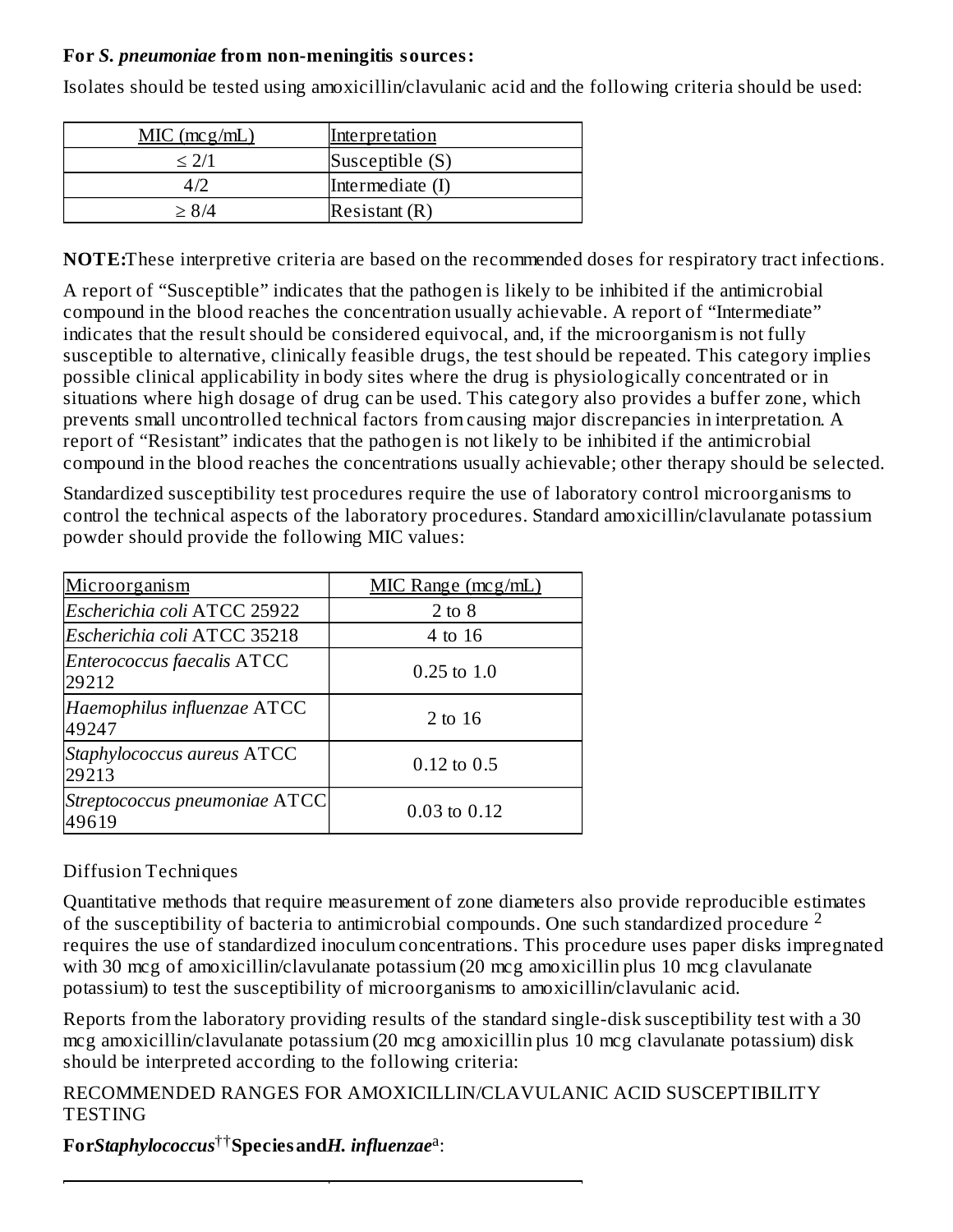**For *S. pneumoniae* from non-meningitis sources:**

Isolates should be tested using amoxicillin/clavulanic acid and the following criteria should be used:

| MIC (mcg/mL) | Interpretation |
|---|---|
| ≤ 2/1 | Susceptible (S) |
| 4/2 | Intermediate (I) |
| ≥ 8/4 | Resistant (R) |

**NOTE:** These interpretive criteria are based on the recommended doses for respiratory tract infections.

A report of “Susceptible” indicates that the pathogen is likely to be inhibited if the antimicrobial compound in the blood reaches the concentration usually achievable. A report of “Intermediate” indicates that the result should be considered equivocal, and, if the microorganism is not fully susceptible to alternative, clinically feasible drugs, the test should be repeated. This category implies possible clinical applicability in body sites where the drug is physiologically concentrated or in situations where high dosage of drug can be used. This category also provides a buffer zone, which prevents small uncontrolled technical factors from causing major discrepancies in interpretation. A report of “Resistant” indicates that the pathogen is not likely to be inhibited if the antimicrobial compound in the blood reaches the concentrations usually achievable; other therapy should be selected.

Standardized susceptibility test procedures require the use of laboratory control microorganisms to control the technical aspects of the laboratory procedures. Standard amoxicillin/clavulanate potassium powder should provide the following MIC values:

| Microorganism | MIC Range (mcg/mL) |
|---|---|
| *Escherichia coli* ATCC 25922 | 2 to 8 |
| *Escherichia coli* ATCC 35218 | 4 to 16 |
| *Enterococcus faecalis* ATCC 29212 | 0.25 to 1.0 |
| *Haemophilus influenzae* ATCC 49247 | 2 to 16 |
| *Staphylococcus aureus* ATCC 29213 | 0.12 to 0.5 |
| *Streptococcus pneumoniae* ATCC 49619 | 0.03 to 0.12 |

Diffusion Techniques

Quantitative methods that require measurement of zone diameters also provide reproducible estimates of the susceptibility of bacteria to antimicrobial compounds. One such standardized procedure [2] requires the use of standardized inoculum concentrations. This procedure uses paper disks impregnated with 30 mcg of amoxicillin/clavulanate potassium (20 mcg amoxicillin plus 10 mcg clavulanate potassium) to test the susceptibility of microorganisms to amoxicillin/clavulanic acid.

Reports from the laboratory providing results of the standard single-disk susceptibility test with a 30 mcg amoxicillin/clavulanate potassium (20 mcg amoxicillin plus 10 mcg clavulanate potassium) disk should be interpreted according to the following criteria:

RECOMMENDED RANGES FOR AMOXICILLIN/CLAVULANIC ACID SUSCEPTIBILITY TESTING

**For *Staphylococcus*[††] Species and *H. influenzae*[a]:**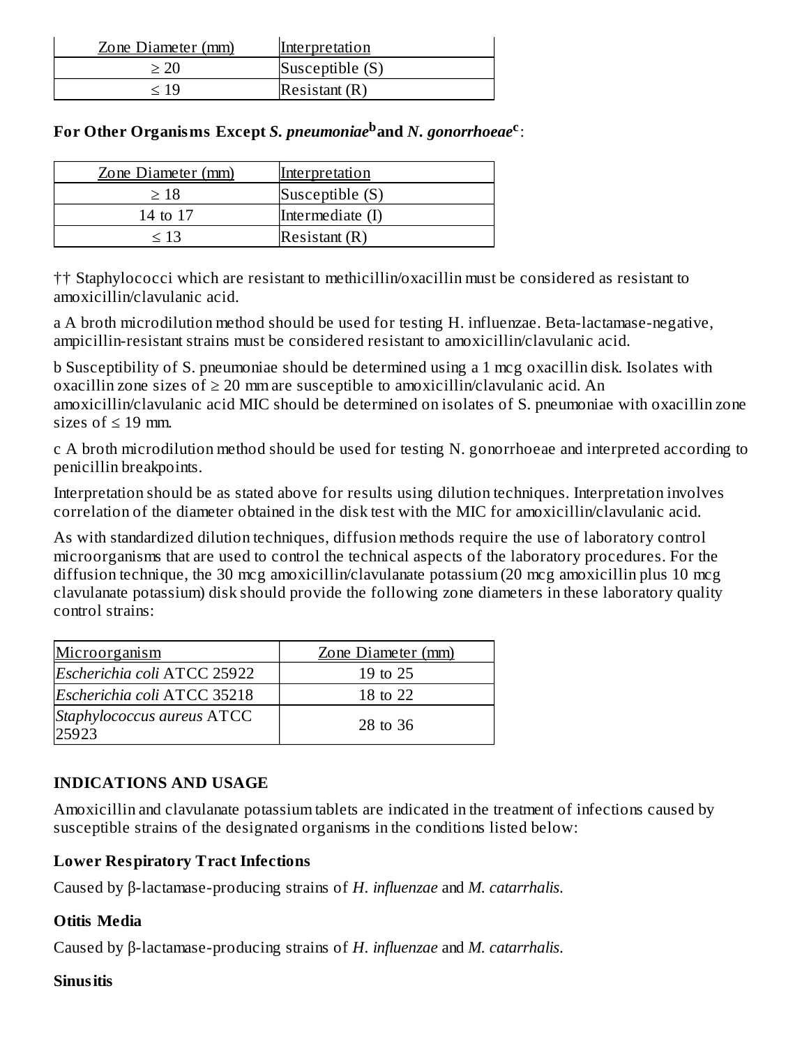| Zone Diameter (mm) | Interpretation |
|---|---|
| ≥ 20 | Susceptible (S) |
| ≤ 19 | Resistant (R) |

**For Other Organisms Except *S. pneumoniae*[b] and *N. gonorrhoeae*[c]:**

| Zone Diameter (mm) | Interpretation |
|---|---|
| ≥ 18 | Susceptible (S) |
| 14 to 17 | Intermediate (I) |
| ≤ 13 | Resistant (R) |

†† Staphylococci which are resistant to methicillin/oxacillin must be considered as resistant to amoxicillin/clavulanic acid.

a A broth microdilution method should be used for testing H. influenzae. Beta-lactamase-negative, ampicillin-resistant strains must be considered resistant to amoxicillin/clavulanic acid.

b Susceptibility of S. pneumoniae should be determined using a 1 mcg oxacillin disk. Isolates with oxacillin zone sizes of ≥ 20 mm are susceptible to amoxicillin/clavulanic acid. An amoxicillin/clavulanic acid MIC should be determined on isolates of S. pneumoniae with oxacillin zone sizes of ≤ 19 mm.

c A broth microdilution method should be used for testing N. gonorrhoeae and interpreted according to penicillin breakpoints.

Interpretation should be as stated above for results using dilution techniques. Interpretation involves correlation of the diameter obtained in the disk test with the MIC for amoxicillin/clavulanic acid.

As with standardized dilution techniques, diffusion methods require the use of laboratory control microorganisms that are used to control the technical aspects of the laboratory procedures. For the diffusion technique, the 30 mcg amoxicillin/clavulanate potassium (20 mcg amoxicillin plus 10 mcg clavulanate potassium) disk should provide the following zone diameters in these laboratory quality control strains:

| Microorganism | Zone Diameter (mm) |
|---|---|
| *Escherichia coli* ATCC 25922 | 19 to 25 |
| *Escherichia coli* ATCC 35218 | 18 to 22 |
| *Staphylococcus aureus* ATCC 25923 | 28 to 36 |

## INDICATIONS AND USAGE

Amoxicillin and clavulanate potassium tablets are indicated in the treatment of infections caused by susceptible strains of the designated organisms in the conditions listed below:

### Lower Respiratory Tract Infections

Caused by β-lactamase-producing strains of *H. influenzae* and *M. catarrhalis.*

### Otitis Media

Caused by β-lactamase-producing strains of *H. influenzae* and *M. catarrhalis.*

### Sinusitis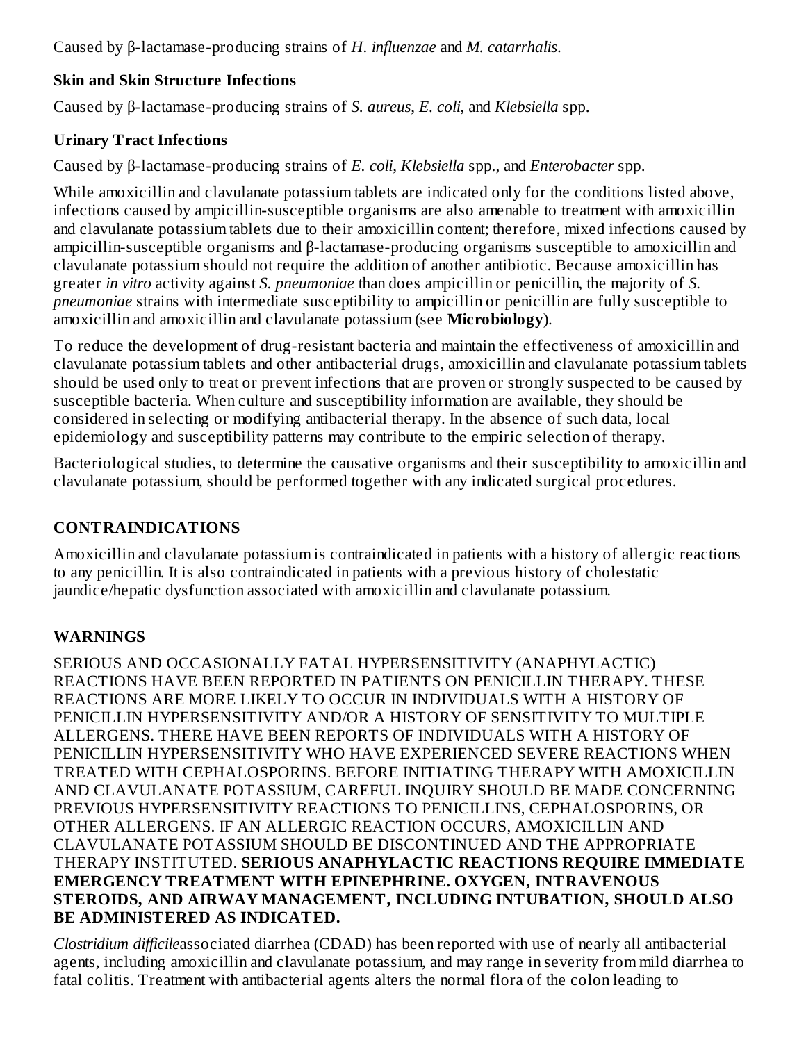Caused by β-lactamase-producing strains of *H. influenzae* and *M. catarrhalis.*

### Skin and Skin Structure Infections

Caused by β-lactamase-producing strains of *S. aureus*, *E. coli*, and *Klebsiella* spp.

### Urinary Tract Infections

Caused by β-lactamase-producing strains of *E. coli*, *Klebsiella* spp., and *Enterobacter* spp.

While amoxicillin and clavulanate potassium tablets are indicated only for the conditions listed above, infections caused by ampicillin-susceptible organisms are also amenable to treatment with amoxicillin and clavulanate potassium tablets due to their amoxicillin content; therefore, mixed infections caused by ampicillin-susceptible organisms and β-lactamase-producing organisms susceptible to amoxicillin and clavulanate potassium should not require the addition of another antibiotic. Because amoxicillin has greater *in vitro* activity against *S. pneumoniae* than does ampicillin or penicillin, the majority of *S. pneumoniae* strains with intermediate susceptibility to ampicillin or penicillin are fully susceptible to amoxicillin and amoxicillin and clavulanate potassium (see **Microbiology**).

To reduce the development of drug-resistant bacteria and maintain the effectiveness of amoxicillin and clavulanate potassium tablets and other antibacterial drugs, amoxicillin and clavulanate potassium tablets should be used only to treat or prevent infections that are proven or strongly suspected to be caused by susceptible bacteria. When culture and susceptibility information are available, they should be considered in selecting or modifying antibacterial therapy. In the absence of such data, local epidemiology and susceptibility patterns may contribute to the empiric selection of therapy.

Bacteriological studies, to determine the causative organisms and their susceptibility to amoxicillin and clavulanate potassium, should be performed together with any indicated surgical procedures.

## CONTRAINDICATIONS

Amoxicillin and clavulanate potassium is contraindicated in patients with a history of allergic reactions to any penicillin. It is also contraindicated in patients with a previous history of cholestatic jaundice/hepatic dysfunction associated with amoxicillin and clavulanate potassium.

## WARNINGS

SERIOUS AND OCCASIONALLY FATAL HYPERSENSITIVITY (ANAPHYLACTIC) REACTIONS HAVE BEEN REPORTED IN PATIENTS ON PENICILLIN THERAPY. THESE REACTIONS ARE MORE LIKELY TO OCCUR IN INDIVIDUALS WITH A HISTORY OF PENICILLIN HYPERSENSITIVITY AND/OR A HISTORY OF SENSITIVITY TO MULTIPLE ALLERGENS. THERE HAVE BEEN REPORTS OF INDIVIDUALS WITH A HISTORY OF PENICILLIN HYPERSENSITIVITY WHO HAVE EXPERIENCED SEVERE REACTIONS WHEN TREATED WITH CEPHALOSPORINS. BEFORE INITIATING THERAPY WITH AMOXICILLIN AND CLAVULANATE POTASSIUM, CAREFUL INQUIRY SHOULD BE MADE CONCERNING PREVIOUS HYPERSENSITIVITY REACTIONS TO PENICILLINS, CEPHALOSPORINS, OR OTHER ALLERGENS. IF AN ALLERGIC REACTION OCCURS, AMOXICILLIN AND CLAVULANATE POTASSIUM SHOULD BE DISCONTINUED AND THE APPROPRIATE THERAPY INSTITUTED. **SERIOUS ANAPHYLACTIC REACTIONS REQUIRE IMMEDIATE EMERGENCY TREATMENT WITH EPINEPHRINE. OXYGEN, INTRAVENOUS STEROIDS, AND AIRWAY MANAGEMENT, INCLUDING INTUBATION, SHOULD ALSO BE ADMINISTERED AS INDICATED.**

*Clostridium difficile*associated diarrhea (CDAD) has been reported with use of nearly all antibacterial agents, including amoxicillin and clavulanate potassium, and may range in severity from mild diarrhea to fatal colitis. Treatment with antibacterial agents alters the normal flora of the colon leading to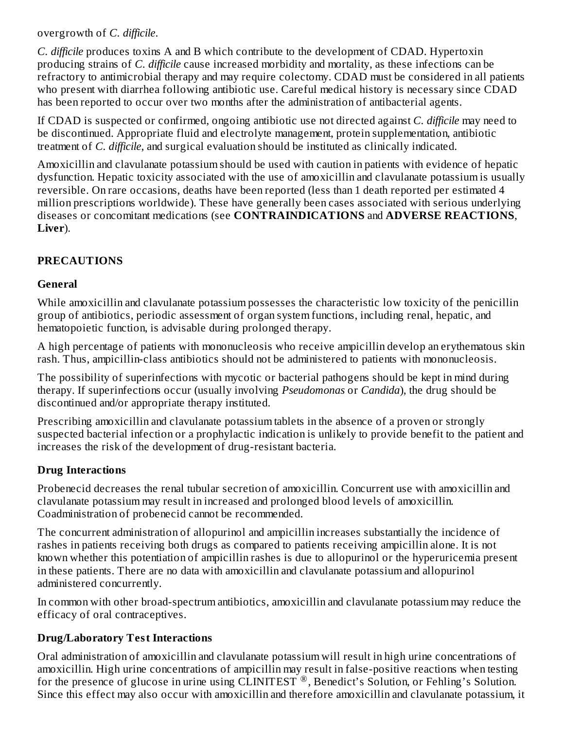overgrowth of *C. difficile*.

*C. difficile* produces toxins A and B which contribute to the development of CDAD. Hypertoxin producing strains of *C. difficile* cause increased morbidity and mortality, as these infections can be refractory to antimicrobial therapy and may require colectomy. CDAD must be considered in all patients who present with diarrhea following antibiotic use. Careful medical history is necessary since CDAD has been reported to occur over two months after the administration of antibacterial agents.

If CDAD is suspected or confirmed, ongoing antibiotic use not directed against *C. difficile* may need to be discontinued. Appropriate fluid and electrolyte management, protein supplementation, antibiotic treatment of *C. difficile*, and surgical evaluation should be instituted as clinically indicated.

Amoxicillin and clavulanate potassium should be used with caution in patients with evidence of hepatic dysfunction. Hepatic toxicity associated with the use of amoxicillin and clavulanate potassium is usually reversible. On rare occasions, deaths have been reported (less than 1 death reported per estimated 4 million prescriptions worldwide). These have generally been cases associated with serious underlying diseases or concomitant medications (see **CONTRAINDICATIONS** and **ADVERSE REACTIONS**, **Liver**).

## PRECAUTIONS

### General

While amoxicillin and clavulanate potassium possesses the characteristic low toxicity of the penicillin group of antibiotics, periodic assessment of organ system functions, including renal, hepatic, and hematopoietic function, is advisable during prolonged therapy.

A high percentage of patients with mononucleosis who receive ampicillin develop an erythematous skin rash. Thus, ampicillin-class antibiotics should not be administered to patients with mononucleosis.

The possibility of superinfections with mycotic or bacterial pathogens should be kept in mind during therapy. If superinfections occur (usually involving *Pseudomonas* or *Candida*), the drug should be discontinued and/or appropriate therapy instituted.

Prescribing amoxicillin and clavulanate potassium tablets in the absence of a proven or strongly suspected bacterial infection or a prophylactic indication is unlikely to provide benefit to the patient and increases the risk of the development of drug-resistant bacteria.

### Drug Interactions

Probenecid decreases the renal tubular secretion of amoxicillin. Concurrent use with amoxicillin and clavulanate potassium may result in increased and prolonged blood levels of amoxicillin. Coadministration of probenecid cannot be recommended.

The concurrent administration of allopurinol and ampicillin increases substantially the incidence of rashes in patients receiving both drugs as compared to patients receiving ampicillin alone. It is not known whether this potentiation of ampicillin rashes is due to allopurinol or the hyperuricemia present in these patients. There are no data with amoxicillin and clavulanate potassium and allopurinol administered concurrently.

In common with other broad-spectrum antibiotics, amoxicillin and clavulanate potassium may reduce the efficacy of oral contraceptives.

### Drug/Laboratory Test Interactions

Oral administration of amoxicillin and clavulanate potassium will result in high urine concentrations of amoxicillin. High urine concentrations of ampicillin may result in false-positive reactions when testing for the presence of glucose in urine using CLINITEST ®, Benedict's Solution, or Fehling's Solution. Since this effect may also occur with amoxicillin and therefore amoxicillin and clavulanate potassium, it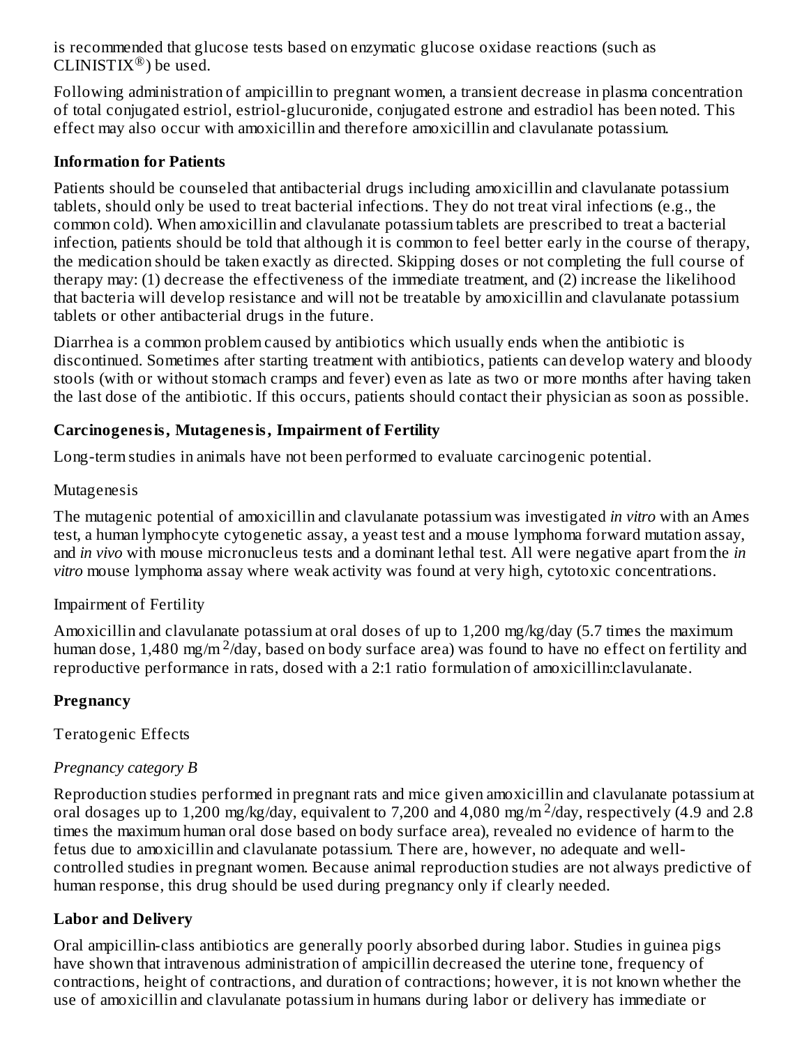is recommended that glucose tests based on enzymatic glucose oxidase reactions (such as CLINISTIX®) be used.

Following administration of ampicillin to pregnant women, a transient decrease in plasma concentration of total conjugated estriol, estriol-glucuronide, conjugated estrone and estradiol has been noted. This effect may also occur with amoxicillin and therefore amoxicillin and clavulanate potassium.

**Information for Patients**

Patients should be counseled that antibacterial drugs including amoxicillin and clavulanate potassium tablets, should only be used to treat bacterial infections. They do not treat viral infections (e.g., the common cold). When amoxicillin and clavulanate potassium tablets are prescribed to treat a bacterial infection, patients should be told that although it is common to feel better early in the course of therapy, the medication should be taken exactly as directed. Skipping doses or not completing the full course of therapy may: (1) decrease the effectiveness of the immediate treatment, and (2) increase the likelihood that bacteria will develop resistance and will not be treatable by amoxicillin and clavulanate potassium tablets or other antibacterial drugs in the future.

Diarrhea is a common problem caused by antibiotics which usually ends when the antibiotic is discontinued. Sometimes after starting treatment with antibiotics, patients can develop watery and bloody stools (with or without stomach cramps and fever) even as late as two or more months after having taken the last dose of the antibiotic. If this occurs, patients should contact their physician as soon as possible.

**Carcinogenesis, Mutagenesis, Impairment of Fertility**

Long-term studies in animals have not been performed to evaluate carcinogenic potential.

Mutagenesis

The mutagenic potential of amoxicillin and clavulanate potassium was investigated *in vitro* with an Ames test, a human lymphocyte cytogenetic assay, a yeast test and a mouse lymphoma forward mutation assay, and *in vivo* with mouse micronucleus tests and a dominant lethal test. All were negative apart from the *in vitro* mouse lymphoma assay where weak activity was found at very high, cytotoxic concentrations.

Impairment of Fertility

Amoxicillin and clavulanate potassium at oral doses of up to 1,200 mg/kg/day (5.7 times the maximum human dose, 1,480 mg/m$^2$/day, based on body surface area) was found to have no effect on fertility and reproductive performance in rats, dosed with a 2:1 ratio formulation of amoxicillin:clavulanate.

**Pregnancy**

Teratogenic Effects

*Pregnancy category B*

Reproduction studies performed in pregnant rats and mice given amoxicillin and clavulanate potassium at oral dosages up to 1,200 mg/kg/day, equivalent to 7,200 and 4,080 mg/m$^2$/day, respectively (4.9 and 2.8 times the maximum human oral dose based on body surface area), revealed no evidence of harm to the fetus due to amoxicillin and clavulanate potassium. There are, however, no adequate and well-controlled studies in pregnant women. Because animal reproduction studies are not always predictive of human response, this drug should be used during pregnancy only if clearly needed.

**Labor and Delivery**

Oral ampicillin-class antibiotics are generally poorly absorbed during labor. Studies in guinea pigs have shown that intravenous administration of ampicillin decreased the uterine tone, frequency of contractions, height of contractions, and duration of contractions; however, it is not known whether the use of amoxicillin and clavulanate potassium in humans during labor or delivery has immediate or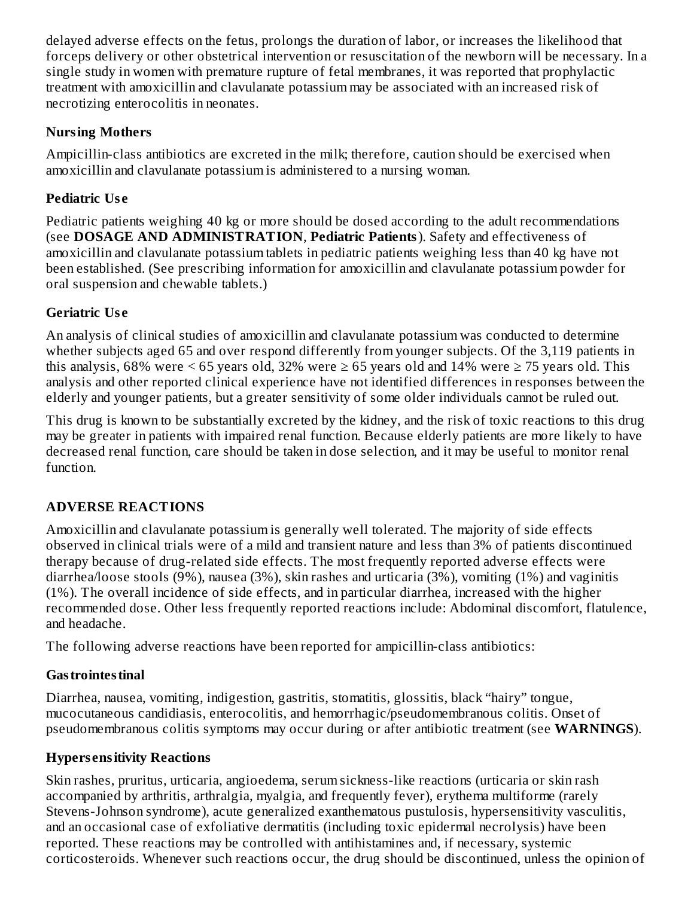delayed adverse effects on the fetus, prolongs the duration of labor, or increases the likelihood that forceps delivery or other obstetrical intervention or resuscitation of the newborn will be necessary. In a single study in women with premature rupture of fetal membranes, it was reported that prophylactic treatment with amoxicillin and clavulanate potassium may be associated with an increased risk of necrotizing enterocolitis in neonates.

### Nursing Mothers

Ampicillin-class antibiotics are excreted in the milk; therefore, caution should be exercised when amoxicillin and clavulanate potassium is administered to a nursing woman.

### Pediatric Use

Pediatric patients weighing 40 kg or more should be dosed according to the adult recommendations (see **DOSAGE AND ADMINISTRATION**, **Pediatric Patients**). Safety and effectiveness of amoxicillin and clavulanate potassium tablets in pediatric patients weighing less than 40 kg have not been established. (See prescribing information for amoxicillin and clavulanate potassium powder for oral suspension and chewable tablets.)

### Geriatric Use

An analysis of clinical studies of amoxicillin and clavulanate potassium was conducted to determine whether subjects aged 65 and over respond differently from younger subjects. Of the 3,119 patients in this analysis, 68% were < 65 years old, 32% were ≥ 65 years old and 14% were ≥ 75 years old. This analysis and other reported clinical experience have not identified differences in responses between the elderly and younger patients, but a greater sensitivity of some older individuals cannot be ruled out.

This drug is known to be substantially excreted by the kidney, and the risk of toxic reactions to this drug may be greater in patients with impaired renal function. Because elderly patients are more likely to have decreased renal function, care should be taken in dose selection, and it may be useful to monitor renal function.

## ADVERSE REACTIONS

Amoxicillin and clavulanate potassium is generally well tolerated. The majority of side effects observed in clinical trials were of a mild and transient nature and less than 3% of patients discontinued therapy because of drug-related side effects. The most frequently reported adverse effects were diarrhea/loose stools (9%), nausea (3%), skin rashes and urticaria (3%), vomiting (1%) and vaginitis (1%). The overall incidence of side effects, and in particular diarrhea, increased with the higher recommended dose. Other less frequently reported reactions include: Abdominal discomfort, flatulence, and headache.

The following adverse reactions have been reported for ampicillin-class antibiotics:

### Gastrointestinal

Diarrhea, nausea, vomiting, indigestion, gastritis, stomatitis, glossitis, black “hairy” tongue, mucocutaneous candidiasis, enterocolitis, and hemorrhagic/pseudomembranous colitis. Onset of pseudomembranous colitis symptoms may occur during or after antibiotic treatment (see **WARNINGS**).

### Hypersensitivity Reactions

Skin rashes, pruritus, urticaria, angioedema, serum sickness-like reactions (urticaria or skin rash accompanied by arthritis, arthralgia, myalgia, and frequently fever), erythema multiforme (rarely Stevens-Johnson syndrome), acute generalized exanthematous pustulosis, hypersensitivity vasculitis, and an occasional case of exfoliative dermatitis (including toxic epidermal necrolysis) have been reported. These reactions may be controlled with antihistamines and, if necessary, systemic corticosteroids. Whenever such reactions occur, the drug should be discontinued, unless the opinion of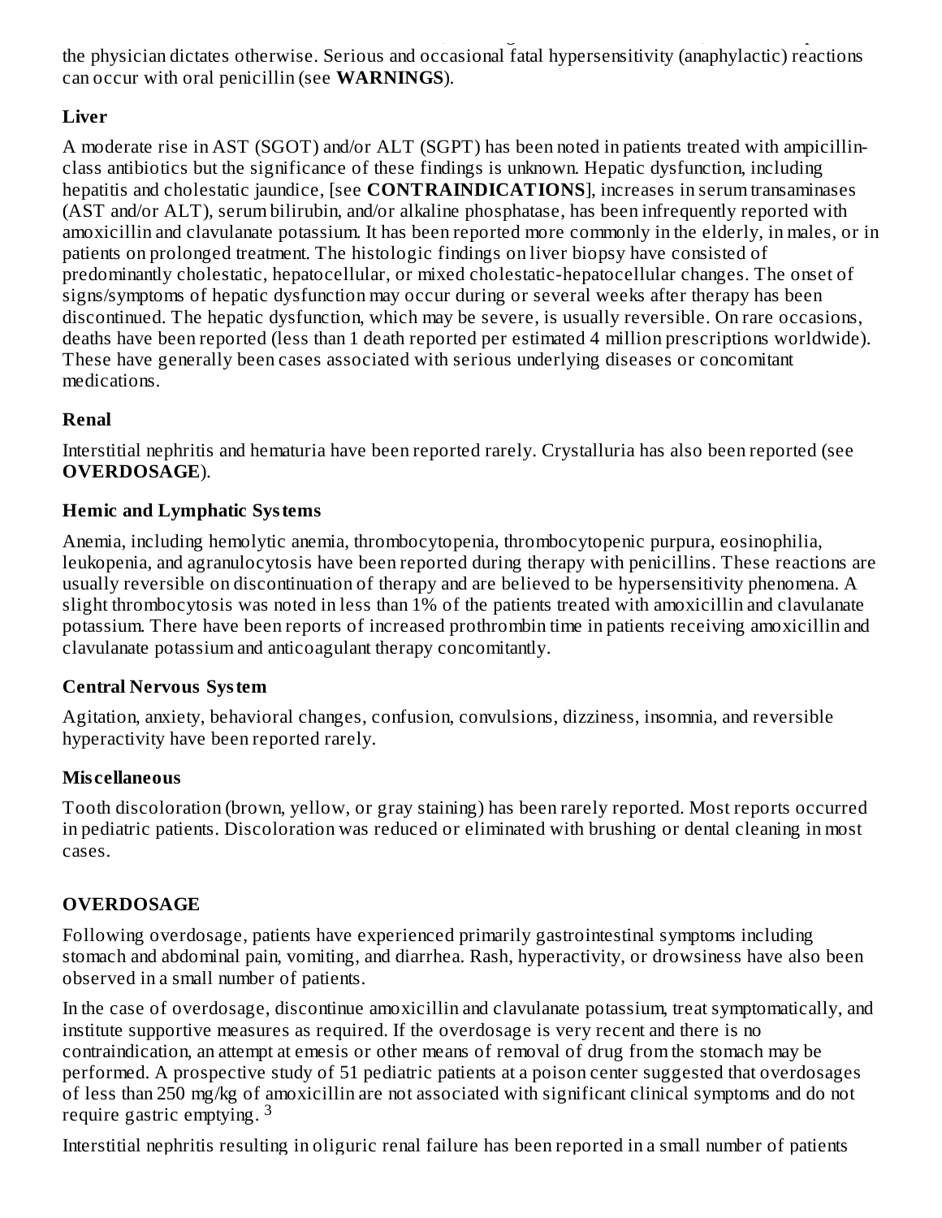the physician dictates otherwise. Serious and occasional fatal hypersensitivity (anaphylactic) reactions can occur with oral penicillin (see **WARNINGS**).

**Liver**

A moderate rise in AST (SGOT) and/or ALT (SGPT) has been noted in patients treated with ampicillin-class antibiotics but the significance of these findings is unknown. Hepatic dysfunction, including hepatitis and cholestatic jaundice, [see **CONTRAINDICATIONS**], increases in serum transaminases (AST and/or ALT), serum bilirubin, and/or alkaline phosphatase, has been infrequently reported with amoxicillin and clavulanate potassium. It has been reported more commonly in the elderly, in males, or in patients on prolonged treatment. The histologic findings on liver biopsy have consisted of predominantly cholestatic, hepatocellular, or mixed cholestatic-hepatocellular changes. The onset of signs/symptoms of hepatic dysfunction may occur during or several weeks after therapy has been discontinued. The hepatic dysfunction, which may be severe, is usually reversible. On rare occasions, deaths have been reported (less than 1 death reported per estimated 4 million prescriptions worldwide). These have generally been cases associated with serious underlying diseases or concomitant medications.

**Renal**

Interstitial nephritis and hematuria have been reported rarely. Crystalluria has also been reported (see **OVERDOSAGE**).

**Hemic and Lymphatic Systems**

Anemia, including hemolytic anemia, thrombocytopenia, thrombocytopenic purpura, eosinophilia, leukopenia, and agranulocytosis have been reported during therapy with penicillins. These reactions are usually reversible on discontinuation of therapy and are believed to be hypersensitivity phenomena. A slight thrombocytosis was noted in less than 1% of the patients treated with amoxicillin and clavulanate potassium. There have been reports of increased prothrombin time in patients receiving amoxicillin and clavulanate potassium and anticoagulant therapy concomitantly.

**Central Nervous System**

Agitation, anxiety, behavioral changes, confusion, convulsions, dizziness, insomnia, and reversible hyperactivity have been reported rarely.

**Miscellaneous**

Tooth discoloration (brown, yellow, or gray staining) has been rarely reported. Most reports occurred in pediatric patients. Discoloration was reduced or eliminated with brushing or dental cleaning in most cases.

## OVERDOSAGE

Following overdosage, patients have experienced primarily gastrointestinal symptoms including stomach and abdominal pain, vomiting, and diarrhea. Rash, hyperactivity, or drowsiness have also been observed in a small number of patients.

In the case of overdosage, discontinue amoxicillin and clavulanate potassium, treat symptomatically, and institute supportive measures as required. If the overdosage is very recent and there is no contraindication, an attempt at emesis or other means of removal of drug from the stomach may be performed. A prospective study of 51 pediatric patients at a poison center suggested that overdosages of less than 250 mg/kg of amoxicillin are not associated with significant clinical symptoms and do not require gastric emptying. [3]

Interstitial nephritis resulting in oliguric renal failure has been reported in a small number of patients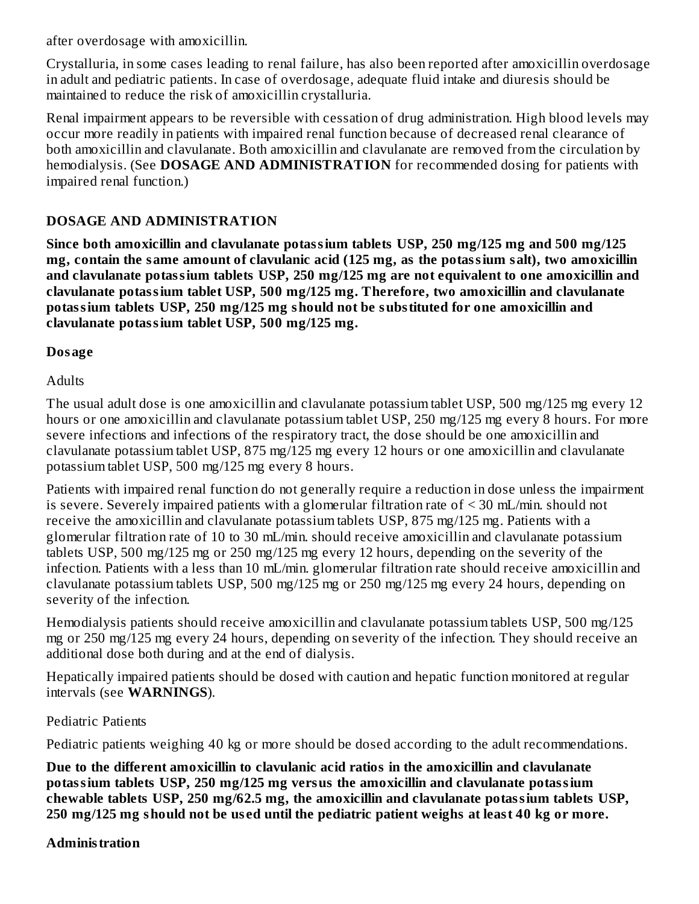after overdosage with amoxicillin.

Crystalluria, in some cases leading to renal failure, has also been reported after amoxicillin overdosage in adult and pediatric patients. In case of overdosage, adequate fluid intake and diuresis should be maintained to reduce the risk of amoxicillin crystalluria.

Renal impairment appears to be reversible with cessation of drug administration. High blood levels may occur more readily in patients with impaired renal function because of decreased renal clearance of both amoxicillin and clavulanate. Both amoxicillin and clavulanate are removed from the circulation by hemodialysis. (See **DOSAGE AND ADMINISTRATION** for recommended dosing for patients with impaired renal function.)

## DOSAGE AND ADMINISTRATION

**Since both amoxicillin and clavulanate potassium tablets USP, 250 mg/125 mg and 500 mg/125 mg, contain the same amount of clavulanic acid (125 mg, as the potassium salt), two amoxicillin and clavulanate potassium tablets USP, 250 mg/125 mg are not equivalent to one amoxicillin and clavulanate potassium tablet USP, 500 mg/125 mg. Therefore, two amoxicillin and clavulanate potassium tablets USP, 250 mg/125 mg should not be substituted for one amoxicillin and clavulanate potassium tablet USP, 500 mg/125 mg.**

### Dosage

Adults

The usual adult dose is one amoxicillin and clavulanate potassium tablet USP, 500 mg/125 mg every 12 hours or one amoxicillin and clavulanate potassium tablet USP, 250 mg/125 mg every 8 hours. For more severe infections and infections of the respiratory tract, the dose should be one amoxicillin and clavulanate potassium tablet USP, 875 mg/125 mg every 12 hours or one amoxicillin and clavulanate potassium tablet USP, 500 mg/125 mg every 8 hours.

Patients with impaired renal function do not generally require a reduction in dose unless the impairment is severe. Severely impaired patients with a glomerular filtration rate of < 30 mL/min. should not receive the amoxicillin and clavulanate potassium tablets USP, 875 mg/125 mg. Patients with a glomerular filtration rate of 10 to 30 mL/min. should receive amoxicillin and clavulanate potassium tablets USP, 500 mg/125 mg or 250 mg/125 mg every 12 hours, depending on the severity of the infection. Patients with a less than 10 mL/min. glomerular filtration rate should receive amoxicillin and clavulanate potassium tablets USP, 500 mg/125 mg or 250 mg/125 mg every 24 hours, depending on severity of the infection.

Hemodialysis patients should receive amoxicillin and clavulanate potassium tablets USP, 500 mg/125 mg or 250 mg/125 mg every 24 hours, depending on severity of the infection. They should receive an additional dose both during and at the end of dialysis.

Hepatically impaired patients should be dosed with caution and hepatic function monitored at regular intervals (see **WARNINGS**).

Pediatric Patients

Pediatric patients weighing 40 kg or more should be dosed according to the adult recommendations.

**Due to the different amoxicillin to clavulanic acid ratios in the amoxicillin and clavulanate potassium tablets USP, 250 mg/125 mg versus the amoxicillin and clavulanate potassium chewable tablets USP, 250 mg/62.5 mg, the amoxicillin and clavulanate potassium tablets USP, 250 mg/125 mg should not be used until the pediatric patient weighs at least 40 kg or more.**

### Administration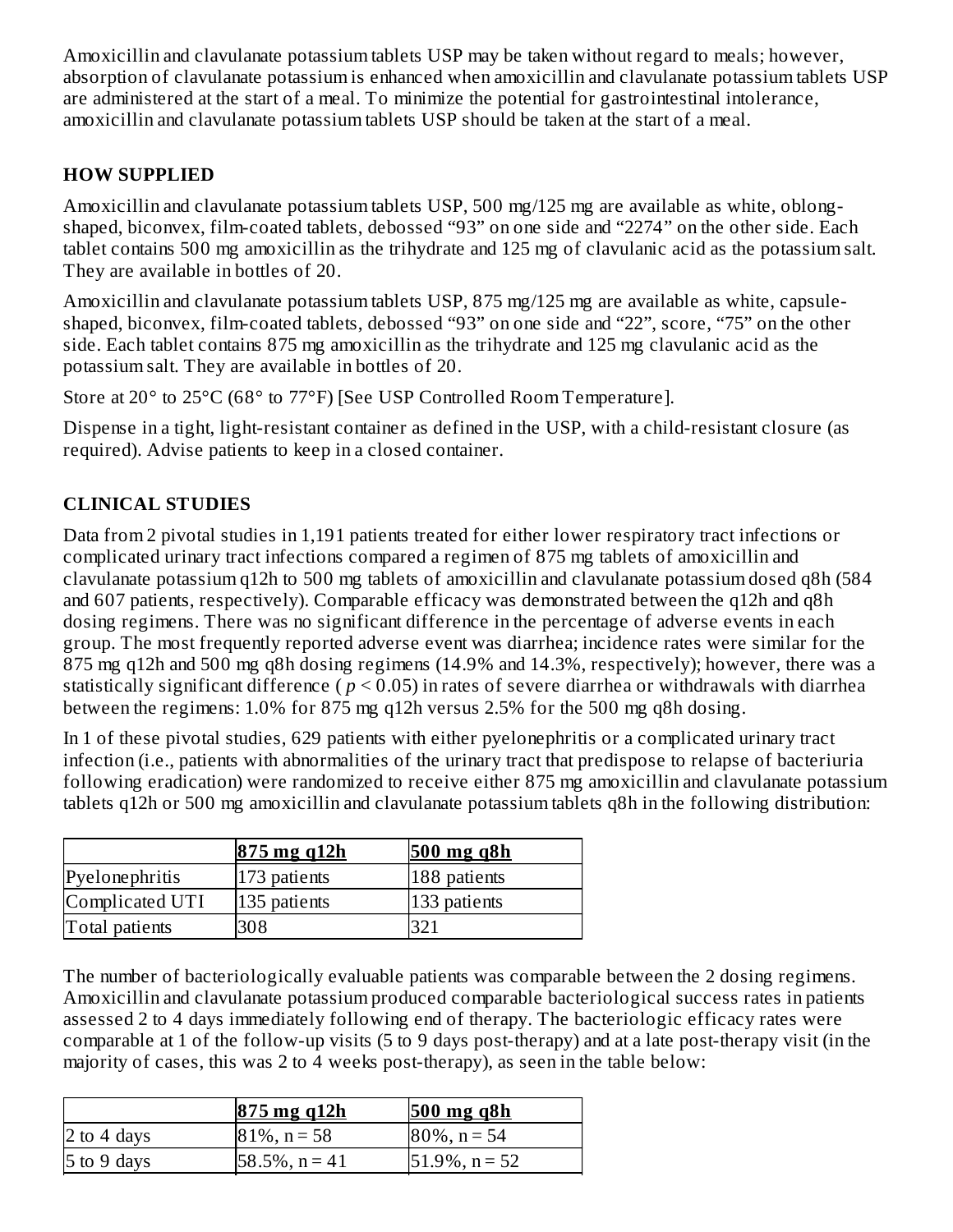Amoxicillin and clavulanate potassium tablets USP may be taken without regard to meals; however, absorption of clavulanate potassium is enhanced when amoxicillin and clavulanate potassium tablets USP are administered at the start of a meal. To minimize the potential for gastrointestinal intolerance, amoxicillin and clavulanate potassium tablets USP should be taken at the start of a meal.

## HOW SUPPLIED

Amoxicillin and clavulanate potassium tablets USP, 500 mg/125 mg are available as white, oblong-shaped, biconvex, film-coated tablets, debossed “93” on one side and “2274” on the other side. Each tablet contains 500 mg amoxicillin as the trihydrate and 125 mg of clavulanic acid as the potassium salt. They are available in bottles of 20.

Amoxicillin and clavulanate potassium tablets USP, 875 mg/125 mg are available as white, capsule-shaped, biconvex, film-coated tablets, debossed “93” on one side and “22”, score, “75” on the other side. Each tablet contains 875 mg amoxicillin as the trihydrate and 125 mg clavulanic acid as the potassium salt. They are available in bottles of 20.

Store at 20° to 25°C (68° to 77°F) [See USP Controlled Room Temperature].

Dispense in a tight, light-resistant container as defined in the USP, with a child-resistant closure (as required). Advise patients to keep in a closed container.

## CLINICAL STUDIES

Data from 2 pivotal studies in 1,191 patients treated for either lower respiratory tract infections or complicated urinary tract infections compared a regimen of 875 mg tablets of amoxicillin and clavulanate potassium q12h to 500 mg tablets of amoxicillin and clavulanate potassium dosed q8h (584 and 607 patients, respectively). Comparable efficacy was demonstrated between the q12h and q8h dosing regimens. There was no significant difference in the percentage of adverse events in each group. The most frequently reported adverse event was diarrhea; incidence rates were similar for the 875 mg q12h and 500 mg q8h dosing regimens (14.9% and 14.3%, respectively); however, there was a statistically significant difference ( $p < 0.05$) in rates of severe diarrhea or withdrawals with diarrhea between the regimens: 1.0% for 875 mg q12h versus 2.5% for the 500 mg q8h dosing.

In 1 of these pivotal studies, 629 patients with either pyelonephritis or a complicated urinary tract infection (i.e., patients with abnormalities of the urinary tract that predispose to relapse of bacteriuria following eradication) were randomized to receive either 875 mg amoxicillin and clavulanate potassium tablets q12h or 500 mg amoxicillin and clavulanate potassium tablets q8h in the following distribution:

| | 875 mg q12h | 500 mg q8h |
|---|---|---|
| Pyelonephritis | 173 patients | 188 patients |
| Complicated UTI | 135 patients | 133 patients |
| Total patients | 308 | 321 |

The number of bacteriologically evaluable patients was comparable between the 2 dosing regimens. Amoxicillin and clavulanate potassium produced comparable bacteriological success rates in patients assessed 2 to 4 days immediately following end of therapy. The bacteriologic efficacy rates were comparable at 1 of the follow-up visits (5 to 9 days post-therapy) and at a late post-therapy visit (in the majority of cases, this was 2 to 4 weeks post-therapy), as seen in the table below:

| | 875 mg q12h | 500 mg q8h |
|---|---|---|
| 2 to 4 days | 81%, n = 58 | 80%, n = 54 |
| 5 to 9 days | 58.5%, n = 41 | 51.9%, n = 52 |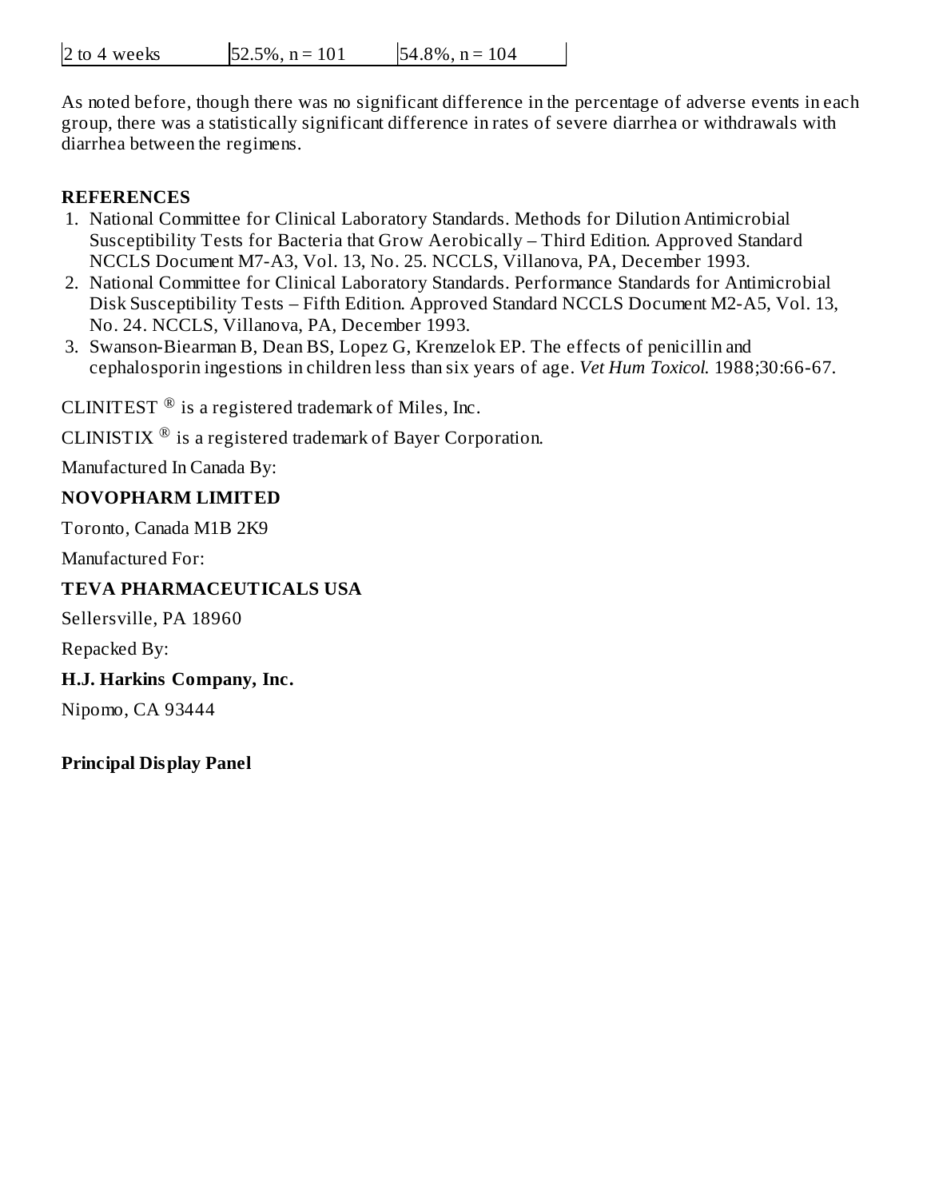| 2 to 4 weeks | 52.5%, n = 101 | 54.8%, n = 104 |
|---|---|---|

As noted before, though there was no significant difference in the percentage of adverse events in each group, there was a statistically significant difference in rates of severe diarrhea or withdrawals with diarrhea between the regimens.

**REFERENCES**

1. National Committee for Clinical Laboratory Standards. Methods for Dilution Antimicrobial Susceptibility Tests for Bacteria that Grow Aerobically – Third Edition. Approved Standard NCCLS Document M7-A3, Vol. 13, No. 25. NCCLS, Villanova, PA, December 1993.
2. National Committee for Clinical Laboratory Standards. Performance Standards for Antimicrobial Disk Susceptibility Tests – Fifth Edition. Approved Standard NCCLS Document M2-A5, Vol. 13, No. 24. NCCLS, Villanova, PA, December 1993.
3. Swanson-Biearman B, Dean BS, Lopez G, Krenzelok EP. The effects of penicillin and cephalosporin ingestions in children less than six years of age. *Vet Hum Toxicol.* 1988;30:66-67.

CLINITEST ® is a registered trademark of Miles, Inc.

CLINISTIX ® is a registered trademark of Bayer Corporation.

Manufactured In Canada By:

**NOVOPHARM LIMITED**

Toronto, Canada M1B 2K9

Manufactured For:

**TEVA PHARMACEUTICALS USA**

Sellersville, PA 18960

Repacked By:

**H.J. Harkins Company, Inc.**

Nipomo, CA 93444

**Principal Display Panel**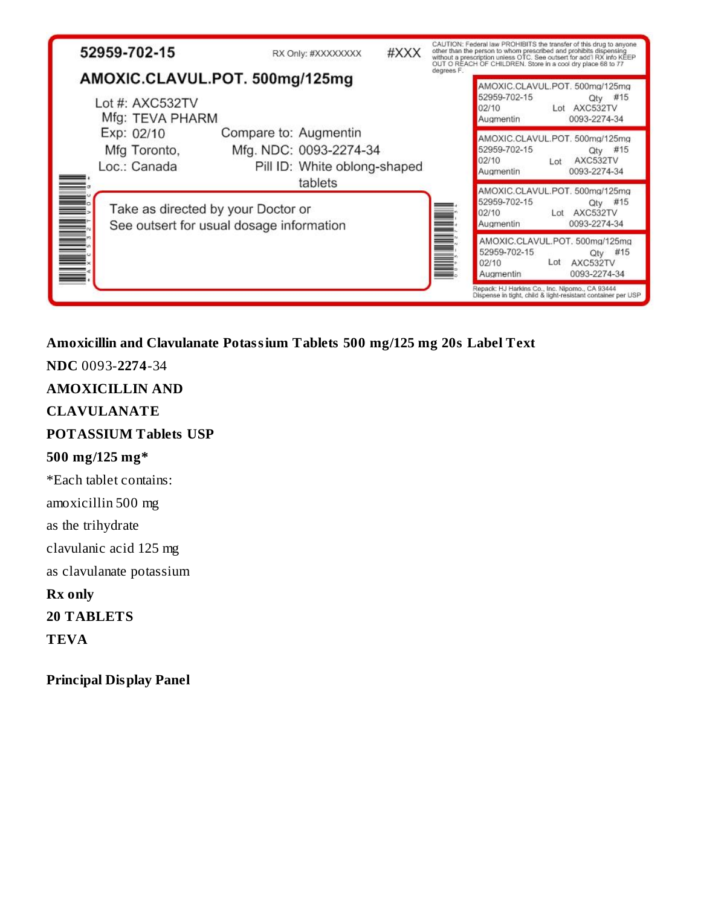52959-702-15 RX Only: #XXXXXXXX #XXX

CAUTION: Federal law PROHIBITS the transfer of this drug to anyone other than the person to whom prescribed and prohibits dispensing without a prescription unless OTC. See outsert for add'l RX info KEEP OUT O REACH OF CHILDREN. Store in a cool dry place 68 to 77 degrees F.

AMOXIC.CLAVUL.POT. 500mg/125mg

Lot #: AXC532TV
Mfg: TEVA PHARM
Exp: 02/10
Mfg Toronto,
Loc.: Canada

Compare to: Augmentin
Mfg. NDC: 0093-2274-34
Pill ID: White oblong-shaped tablets

Take as directed by your Doctor or
See outsert for usual dosage information

AMOXIC.CLAVUL.POT. 500mg/125mg
52959-702-15 Qty #15
02/10 Lot AXC532TV
Augmentin 0093-2274-34

AMOXIC.CLAVUL.POT. 500mg/125mg
52959-702-15 Qty #15
02/10 Lot AXC532TV
Augmentin 0093-2274-34

AMOXIC.CLAVUL.POT. 500mg/125mg
52959-702-15 Qty #15
02/10 Lot AXC532TV
Augmentin 0093-2274-34

AMOXIC.CLAVUL.POT. 500mg/125mg
52959-702-15 Qty #15
02/10 Lot AXC532TV
Augmentin 0093-2274-34

Repack: HJ Harkins Co., Inc. Nipomo., CA 93444
Dispense in tight, child & light-resistant container per USP

**Amoxicillin and Clavulanate Potassium Tablets 500 mg/125 mg 20s Label Text**

**NDC** 0093-**2274**-34

**AMOXICILLIN AND**

**CLAVULANATE**

**POTASSIUM Tablets USP**

**500 mg/125 mg***

*Each tablet contains:

amoxicillin 500 mg

as the trihydrate

clavulanic acid 125 mg

as clavulanate potassium

**Rx only**

**20 TABLETS**

**TEVA**

**Principal Display Panel**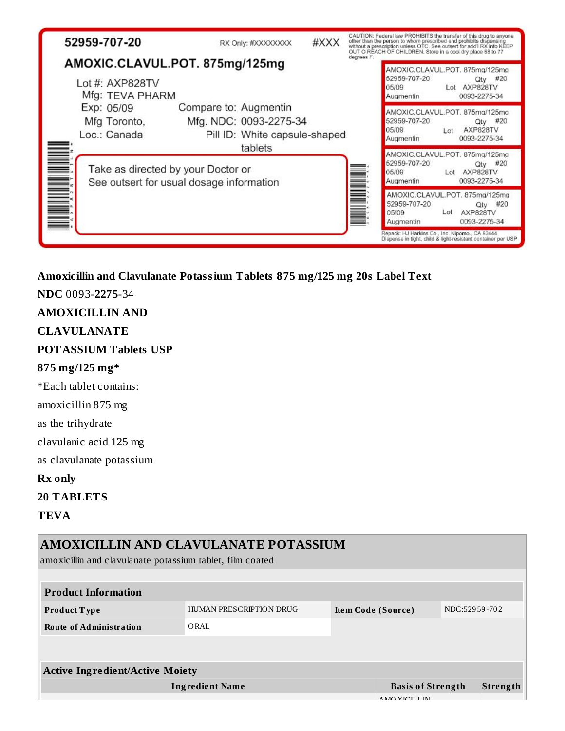52959-707-20

RX Only: #XXXXXXXX #XXX

CAUTION: Federal law PROHIBITS the transfer of this drug to anyone other than the person to whom prescribed and prohibits dispensing without a prescription unless OTC. See outsert for add'l RX info KEEP OUT O REACH OF CHILDREN. Store in a cool dry place 68 to 77 degrees F.

AMOXIC.CLAVUL.POT. 875mg/125mg

Lot #: AXP828TV
Mfg: TEVA PHARM
Exp: 05/09
Mfg Toronto,
Loc.: Canada

Compare to: Augmentin
Mfg. NDC: 0093-2275-34
Pill ID: White capsule-shaped tablets

Take as directed by your Doctor or
See outsert for usual dosage information

AMOXIC.CLAVUL.POT. 875mg/125mg
52959-707-20 Qty #20
05/09 Lot AXP828TV
Augmentin 0093-2275-34

AMOXIC.CLAVUL.POT. 875mg/125mg
52959-707-20 Qty #20
05/09 Lot AXP828TV
Augmentin 0093-2275-34

AMOXIC.CLAVUL.POT. 875mg/125mg
52959-707-20 Qty #20
05/09 Lot AXP828TV
Augmentin 0093-2275-34

AMOXIC.CLAVUL.POT. 875mg/125mg
52959-707-20 Qty #20
05/09 Lot AXP828TV
Augmentin 0093-2275-34

Repack: HJ Harkins Co., Inc. Nipomo., CA 93444
Dispense in tight, child & light-resistant container per USP

**Amoxicillin and Clavulanate Potassium Tablets 875 mg/125 mg 20s Label Text**

**NDC** 0093-**2275**-34

**AMOXICILLIN AND**

**CLAVULANATE**

**POTASSIUM Tablets USP**

**875 mg/125 mg***

*Each tablet contains:

amoxicillin 875 mg

as the trihydrate

clavulanic acid 125 mg

as clavulanate potassium

**Rx only**

**20 TABLETS**

**TEVA**

## AMOXICILLIN AND CLAVULANATE POTASSIUM

amoxicillin and clavulanate potassium tablet, film coated

| **Product Information** | | | |
|---|---|---|---|
| **Product Type** | HUMAN PRESCRIPTION DRUG | **Item Code (Source)** | NDC:52959-702 |
| **Route of Administration** | ORAL | | |

| **Active Ingredient/Active Moiety** | | |
|---|---|---|
| **Ingredient Name** | **Basis of Strength** | **Strength** |
| | AMOXICILLIN | |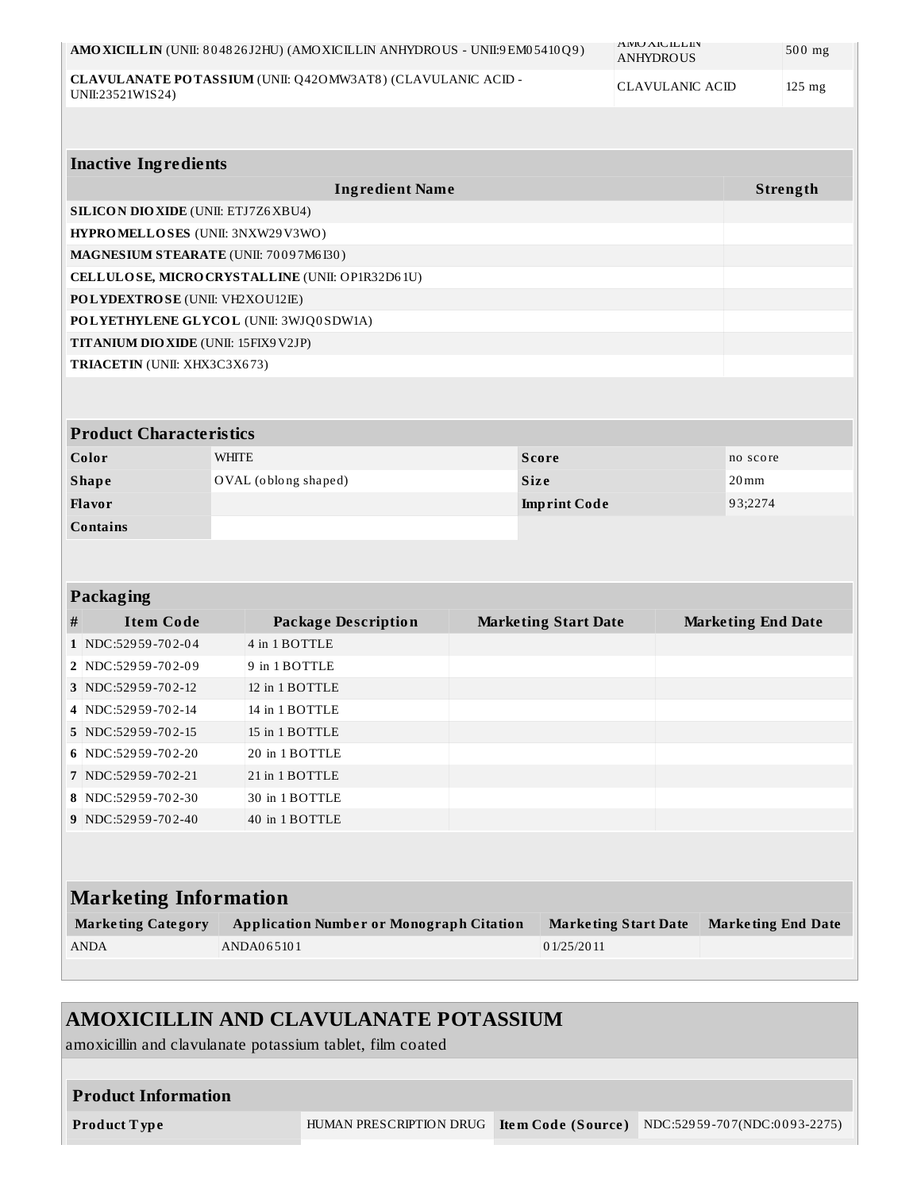| | | |
|---|---|---|
| **AMOXICILLIN** (UNII: 804826J2HU) (AMOXICILLIN ANHYDROUS - UNII:9EM05410Q9) | AMOXICILLIN ANHYDROUS | 500 mg |
| **CLAVULANATE POTASSIUM** (UNII: Q42OMW3AT8) (CLAVULANIC ACID - UNII:23521W1S24) | CLAVULANIC ACID | 125 mg |

| **Inactive Ingredients** | |
|---|---|
| **Ingredient Name** | **Strength** |
| **SILICON DIOXIDE** (UNII: ETJ7Z6XBU4) | |
| **HYPROMELLOSES** (UNII: 3NXW29V3WO) | |
| **MAGNESIUM STEARATE** (UNII: 70097M6I30) | |
| **CELLULOSE, MICROCRYSTALLINE** (UNII: OP1R32D61U) | |
| **POLYDEXTROSE** (UNII: VH2XOU12IE) | |
| **POLYETHYLENE GLYCOL** (UNII: 3WJQ0SDW1A) | |
| **TITANIUM DIOXIDE** (UNII: 15FIX9V2JP) | |
| **TRIACETIN** (UNII: XHX3C3X673) | |

| **Product Characteristics** | | | |
|---|---|---|---|
| **Color** | WHITE | **Score** | no score |
| **Shape** | OVAL (oblong shaped) | **Size** | 20mm |
| **Flavor** | | **Imprint Code** | 93;2274 |
| **Contains** | | | |

| **Packaging** | | | | |
|---|---|---|---|---|
| **#** | **Item Code** | **Package Description** | **Marketing Start Date** | **Marketing End Date** |
| 1 | NDC:52959-702-04 | 4 in 1 BOTTLE | | |
| 2 | NDC:52959-702-09 | 9 in 1 BOTTLE | | |
| 3 | NDC:52959-702-12 | 12 in 1 BOTTLE | | |
| 4 | NDC:52959-702-14 | 14 in 1 BOTTLE | | |
| 5 | NDC:52959-702-15 | 15 in 1 BOTTLE | | |
| 6 | NDC:52959-702-20 | 20 in 1 BOTTLE | | |
| 7 | NDC:52959-702-21 | 21 in 1 BOTTLE | | |
| 8 | NDC:52959-702-30 | 30 in 1 BOTTLE | | |
| 9 | NDC:52959-702-40 | 40 in 1 BOTTLE | | |

| **Marketing Information** | | | |
|---|---|---|---|
| **Marketing Category** | **Application Number or Monograph Citation** | **Marketing Start Date** | **Marketing End Date** |
| ANDA | ANDA065101 | 01/25/2011 | |

## AMOXICILLIN AND CLAVULANATE POTASSIUM

amoxicillin and clavulanate potassium tablet, film coated

| **Product Information** | | | |
|---|---|---|---|
| **Product Type** | HUMAN PRESCRIPTION DRUG | **Item Code (Source)** | NDC:52959-707(NDC:0093-2275) |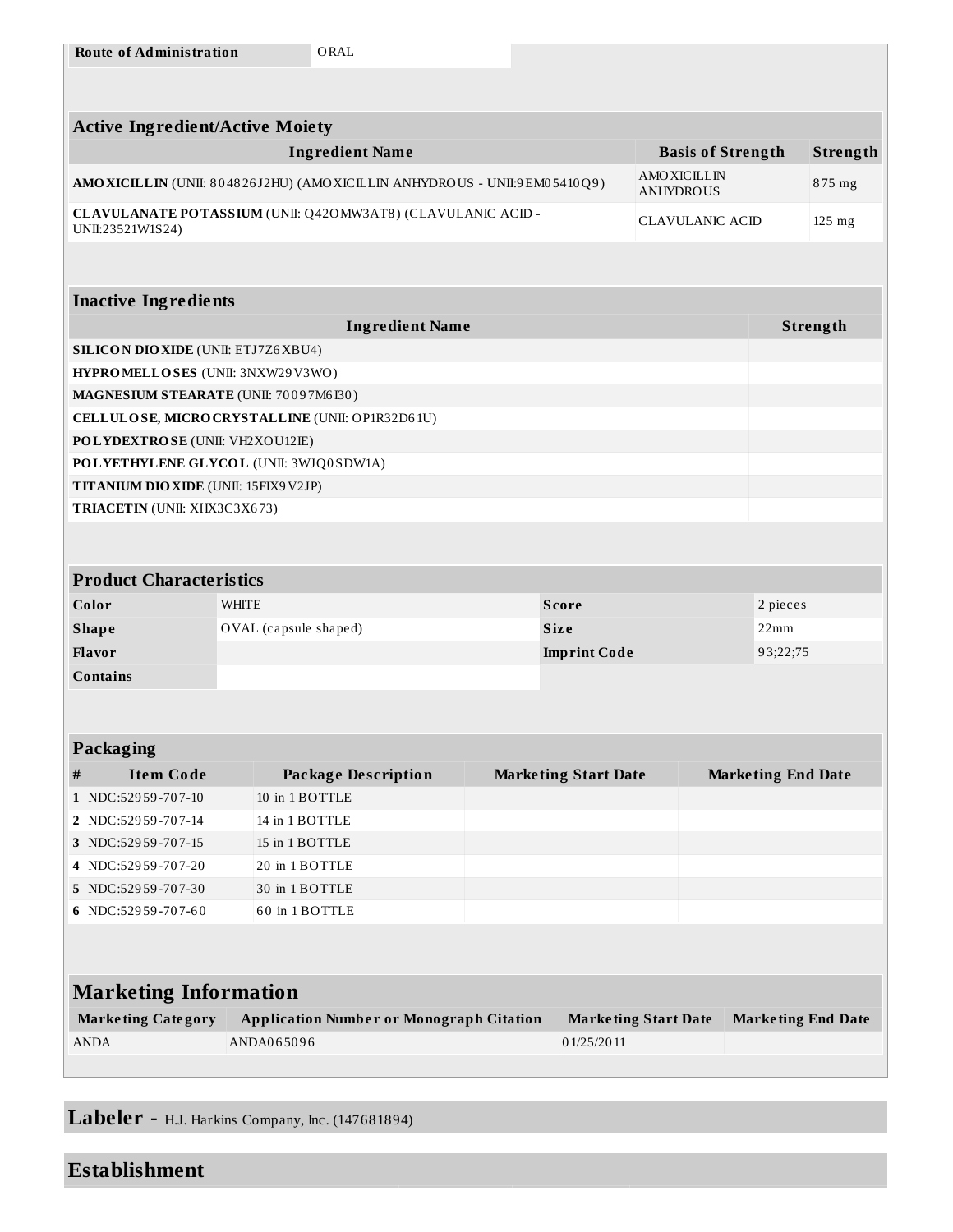| Route of Administration | ORAL |
|---|---|

| Active Ingredient/Active Moiety | | |
|---|---|---|
| **Ingredient Name** | **Basis of Strength** | **Strength** |
| **AMOXICILLIN** (UNII: 804826J2HU) (AMOXICILLIN ANHYDROUS - UNII:9EM05410Q9) | AMOXICILLIN ANHYDROUS | 875 mg |
| **CLAVULANATE POTASSIUM** (UNII: Q42OMW3AT8) (CLAVULANIC ACID - UNII:23521W1S24) | CLAVULANIC ACID | 125 mg |

| Inactive Ingredients | |
|---|---|
| **Ingredient Name** | **Strength** |
| **SILICON DIOXIDE** (UNII: ETJ7Z6XBU4) | |
| **HYPROMELLOSES** (UNII: 3NXW29V3WO) | |
| **MAGNESIUM STEARATE** (UNII: 70097M6I30) | |
| **CELLULOSE, MICROCRYSTALLINE** (UNII: OP1R32D61U) | |
| **POLYDEXTROSE** (UNII: VH2XOU12IE) | |
| **POLYETHYLENE GLYCOL** (UNII: 3WJQ0SDW1A) | |
| **TITANIUM DIOXIDE** (UNII: 15FIX9V2JP) | |
| **TRIACETIN** (UNII: XHX3C3X673) | |

| Product Characteristics | | | |
|---|---|---|---|
| **Color** | WHITE | **Score** | 2 pieces |
| **Shape** | OVAL (capsule shaped) | **Size** | 22mm |
| **Flavor** | | **Imprint Code** | 93;22;75 |
| **Contains** | | | |

| Packaging | | | | |
|---|---|---|---|---|
| **#** | **Item Code** | **Package Description** | **Marketing Start Date** | **Marketing End Date** |
| 1 | NDC:52959-707-10 | 10 in 1 BOTTLE | | |
| 2 | NDC:52959-707-14 | 14 in 1 BOTTLE | | |
| 3 | NDC:52959-707-15 | 15 in 1 BOTTLE | | |
| 4 | NDC:52959-707-20 | 20 in 1 BOTTLE | | |
| 5 | NDC:52959-707-30 | 30 in 1 BOTTLE | | |
| 6 | NDC:52959-707-60 | 60 in 1 BOTTLE | | |

## Marketing Information

| Marketing Category | Application Number or Monograph Citation | Marketing Start Date | Marketing End Date |
|---|---|---|---|
| ANDA | ANDA065096 | 01/25/2011 | |

## Labeler - H.J. Harkins Company, Inc. (147681894)

## Establishment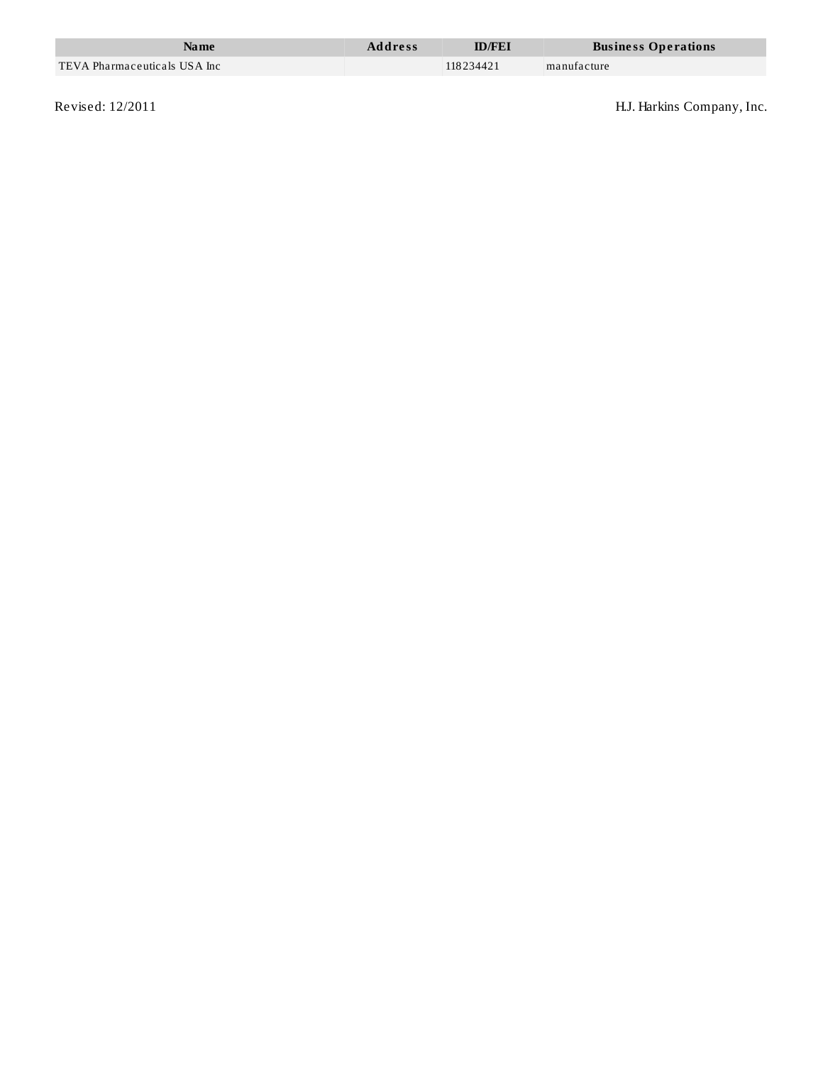| Name | Address | ID/FEI | Business Operations |
|---|---|---|---|
| TEVA Pharmaceuticals USA Inc | | 118234421 | manufacture |

Revised: 12/2011

H.J. Harkins Company, Inc.